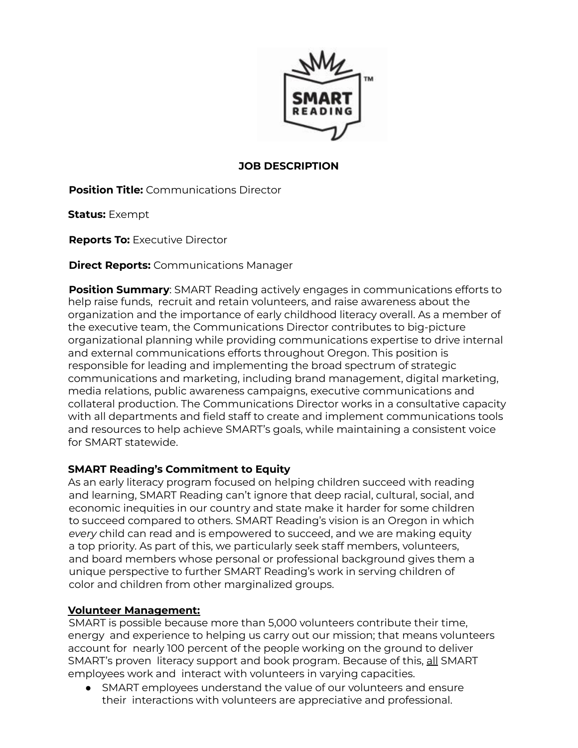# JOB DESCRIPTION

**Position Title:** Communications Director

**Status:** Exempt

**Reports To:** Executive Director

**Direct Reports:** Communications Manager

**Position Summary**: SMART Reading actively engages in communications efforts to help raise funds, recruit and retain volunteers, and raise awareness about the organization and the importance of early childhood literacy overall. As a member of the executive team, the Communications Director contributes to big-picture organizational planning while providing communications expertise to drive internal and external communications efforts throughout Oregon. This position is responsible for leading and implementing the broad spectrum of strategic communications and marketing, including brand management, digital marketing, media relations, public awareness campaigns, executive communications and collateral production. The Communications Director works in a consultative capacity with all departments and field staff to create and implement communications tools and resources to help achieve SMART's goals, while maintaining a consistent voice for SMART statewide.

**SMART Reading's Commitment to Equity**

As an early literacy program focused on helping children succeed with reading and learning, SMART Reading can't ignore that deep racial, cultural, social, and economic inequities in our country and state make it harder for some children to succeed compared to others. SMART Reading's vision is an Oregon in which *every* child can read and is empowered to succeed, and we are making equity a top priority. As part of this, we particularly seek staff members, volunteers, and board members whose personal or professional background gives them a unique perspective to further SMART Reading's work in serving children of color and children from other marginalized groups.

**Volunteer Management:**

SMART is possible because more than 5,000 volunteers contribute their time, energy and experience to helping us carry out our mission; that means volunteers account for nearly 100 percent of the people working on the ground to deliver SMART's proven literacy support and book program. Because of this, all SMART employees work and interact with volunteers in varying capacities.

- SMART employees understand the value of our volunteers and ensure their interactions with volunteers are appreciative and professional.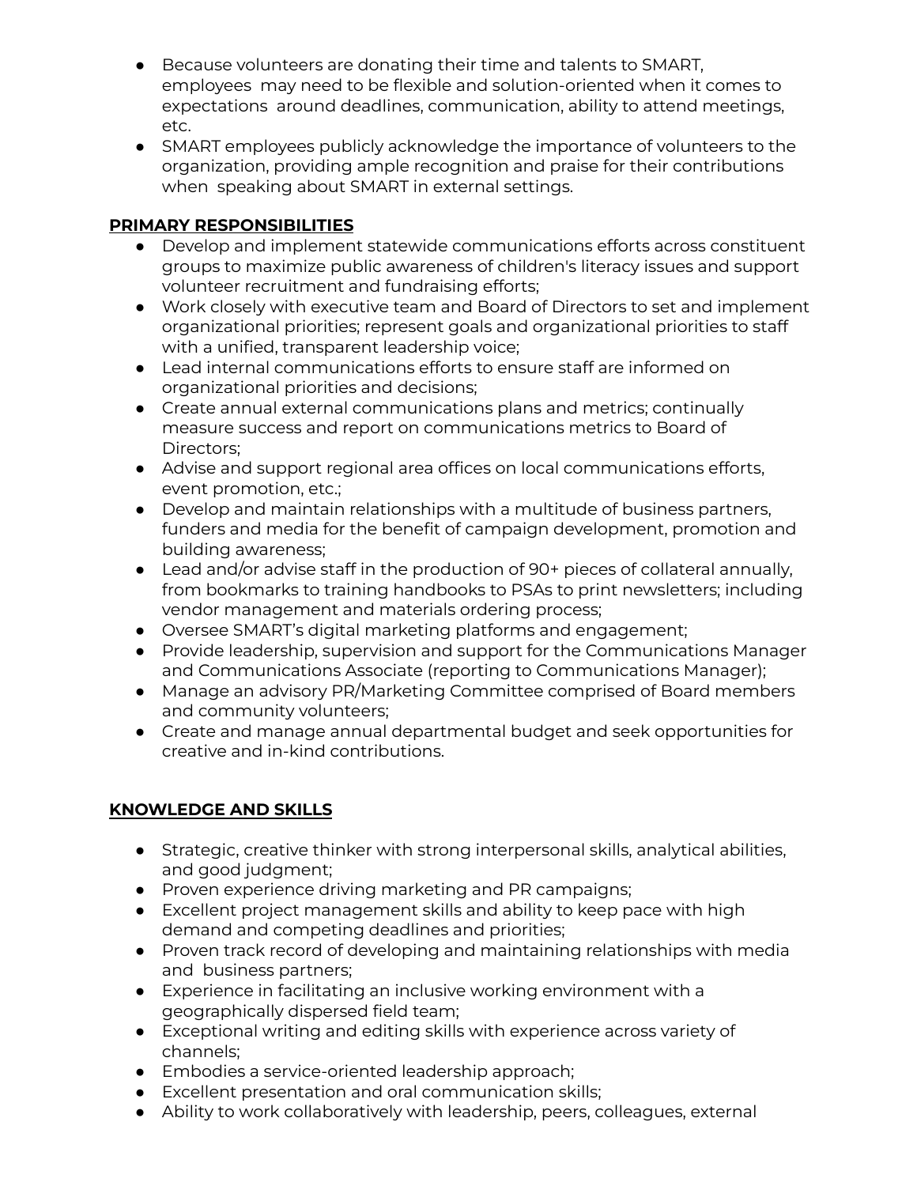- Because volunteers are donating their time and talents to SMART, employees may need to be flexible and solution-oriented when it comes to expectations around deadlines, communication, ability to attend meetings, etc.
- SMART employees publicly acknowledge the importance of volunteers to the organization, providing ample recognition and praise for their contributions when speaking about SMART in external settings.

## PRIMARY RESPONSIBILITIES

- Develop and implement statewide communications efforts across constituent groups to maximize public awareness of children's literacy issues and support volunteer recruitment and fundraising efforts;
- Work closely with executive team and Board of Directors to set and implement organizational priorities; represent goals and organizational priorities to staff with a unified, transparent leadership voice;
- Lead internal communications efforts to ensure staff are informed on organizational priorities and decisions;
- Create annual external communications plans and metrics; continually measure success and report on communications metrics to Board of Directors;
- Advise and support regional area offices on local communications efforts, event promotion, etc.;
- Develop and maintain relationships with a multitude of business partners, funders and media for the benefit of campaign development, promotion and building awareness;
- Lead and/or advise staff in the production of 90+ pieces of collateral annually, from bookmarks to training handbooks to PSAs to print newsletters; including vendor management and materials ordering process;
- Oversee SMART's digital marketing platforms and engagement;
- Provide leadership, supervision and support for the Communications Manager and Communications Associate (reporting to Communications Manager);
- Manage an advisory PR/Marketing Committee comprised of Board members and community volunteers;
- Create and manage annual departmental budget and seek opportunities for creative and in-kind contributions.

## KNOWLEDGE AND SKILLS

- Strategic, creative thinker with strong interpersonal skills, analytical abilities, and good judgment;
- Proven experience driving marketing and PR campaigns;
- Excellent project management skills and ability to keep pace with high demand and competing deadlines and priorities;
- Proven track record of developing and maintaining relationships with media and business partners;
- Experience in facilitating an inclusive working environment with a geographically dispersed field team;
- Exceptional writing and editing skills with experience across variety of channels;
- Embodies a service-oriented leadership approach;
- Excellent presentation and oral communication skills;
- Ability to work collaboratively with leadership, peers, colleagues, external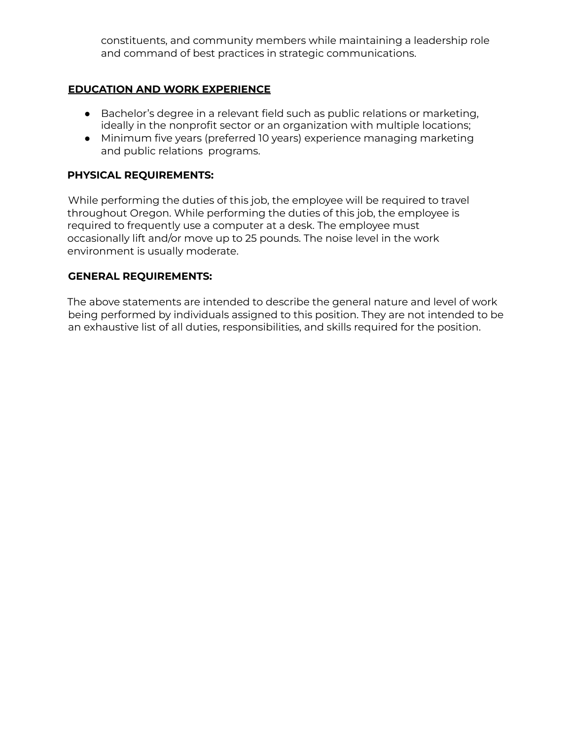constituents, and community members while maintaining a leadership role and command of best practices in strategic communications.

## EDUCATION AND WORK EXPERIENCE

- Bachelor's degree in a relevant field such as public relations or marketing, ideally in the nonprofit sector or an organization with multiple locations;
- Minimum five years (preferred 10 years) experience managing marketing and public relations programs.

## PHYSICAL REQUIREMENTS:

While performing the duties of this job, the employee will be required to travel throughout Oregon. While performing the duties of this job, the employee is required to frequently use a computer at a desk. The employee must occasionally lift and/or move up to 25 pounds. The noise level in the work environment is usually moderate.

## GENERAL REQUIREMENTS:

The above statements are intended to describe the general nature and level of work being performed by individuals assigned to this position. They are not intended to be an exhaustive list of all duties, responsibilities, and skills required for the position.